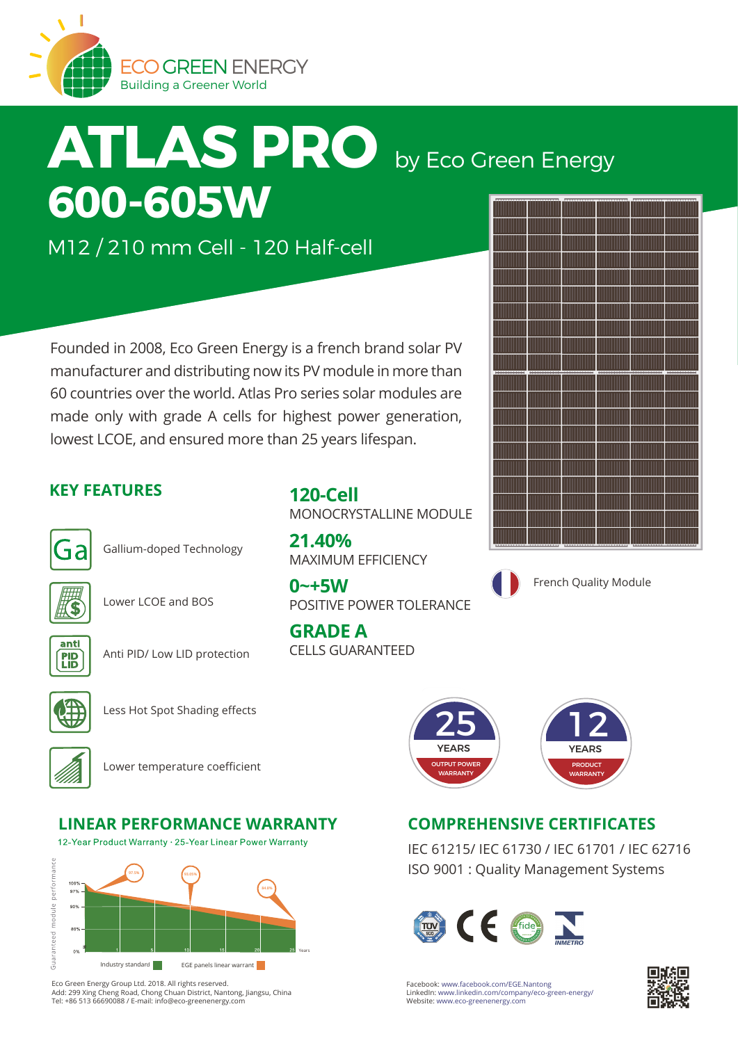ECO GREEN ENERGY
Building a Greener World

# ATLAS PRO by Eco Green Energy

## 600-605W

M12 / 210 mm Cell - 120 Half-cell

Founded in 2008, Eco Green Energy is a french brand solar PV manufacturer and distributing now its PV module in more than 60 countries over the world. Atlas Pro series solar modules are made only with grade A cells for highest power generation, lowest LCOE, and ensured more than 25 years lifespan.

## KEY FEATURES

- Gallium-doped Technology
- Lower LCOE and BOS
- Anti PID/ Low LID protection
- Less Hot Spot Shading effects
- Lower temperature coefficient

**120-Cell**
MONOCRYSTALLINE MODULE

**21.40%**
MAXIMUM EFFICIENCY

**0~+5W**
POSITIVE POWER TOLERANCE

**GRADE A**
CELLS GUARANTEED

French Quality Module

**25** YEARS OUTPUT POWER WARRANTY

**12** YEARS PRODUCT WARRANTY

## LINEAR PERFORMANCE WARRANTY

12-Year Product Warranty · 25-Year Linear Power Warranty

Guaranteed module performance: 100%, 97%, 90%, 80%, 0% — Years: 1, 5, 10, 15, 20, 25

Values: 97.5%, 92.05%, 84.8%

Industry standard — EGE panels linear warrant

## COMPREHENSIVE CERTIFICATES

IEC 61215/ IEC 61730 / IEC 61701 / IEC 62716
ISO 9001 : Quality Management Systems

TÜV SÜD · CE · fide · INMETRO

Eco Green Energy Group Ltd. 2018. All rights reserved.
Add: 299 Xing Cheng Road, Chong Chuan District, Nantong, Jiangsu, China
Tel: +86 513 66690088 / E-mail: info@eco-greenenergy.com

Facebook: www.facebook.com/EGE.Nantong
LinkedIn: www.linkedin.com/company/eco-green-energy/
Website: www.eco-greenenergy.com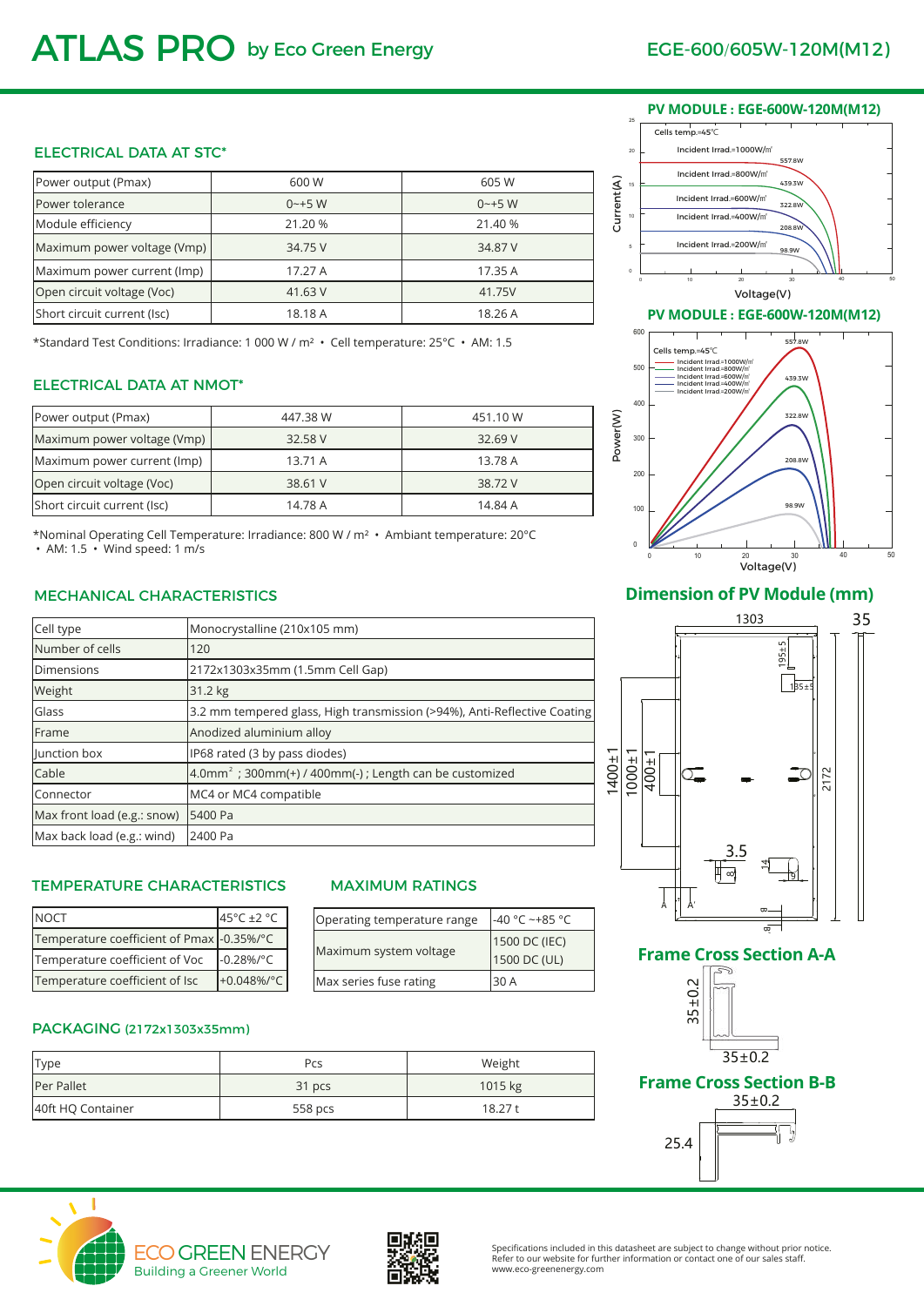# ATLAS PRO by Eco Green Energy

EGE-600/605W-120M(M12)

## ELECTRICAL DATA AT STC*

| | | |
|---|---|---|
| Power output (Pmax) | 600 W | 605 W |
| Power tolerance | 0~+5 W | 0~+5 W |
| Module efficiency | 21.20 % | 21.40 % |
| Maximum power voltage (Vmp) | 34.75 V | 34.87 V |
| Maximum power current (Imp) | 17.27 A | 17.35 A |
| Open circuit voltage (Voc) | 41.63 V | 41.75V |
| Short circuit current (Isc) | 18.18 A | 18.26 A |

*Standard Test Conditions: Irradiance: 1 000 W / m² • Cell temperature: 25°C • AM: 1.5

## ELECTRICAL DATA AT NMOT*

| | | |
|---|---|---|
| Power output (Pmax) | 447.38 W | 451.10 W |
| Maximum power voltage (Vmp) | 32.58 V | 32.69 V |
| Maximum power current (Imp) | 13.71 A | 13.78 A |
| Open circuit voltage (Voc) | 38.61 V | 38.72 V |
| Short circuit current (Isc) | 14.78 A | 14.84 A |

*Nominal Operating Cell Temperature: Irradiance: 800 W / m² • Ambiant temperature: 20°C • AM: 1.5 • Wind speed: 1 m/s

## MECHANICAL CHARACTERISTICS

| | |
|---|---|
| Cell type | Monocrystalline (210x105 mm) |
| Number of cells | 120 |
| Dimensions | 2172x1303x35mm (1.5mm Cell Gap) |
| Weight | 31.2 kg |
| Glass | 3.2 mm tempered glass, High transmission (>94%), Anti-Reflective Coating |
| Frame | Anodized aluminium alloy |
| Junction box | IP68 rated (3 by pass diodes) |
| Cable | 4.0mm² ; 300mm(+) / 400mm(-) ; Length can be customized |
| Connector | MC4 or MC4 compatible |
| Max front load (e.g.: snow) | 5400 Pa |
| Max back load (e.g.: wind) | 2400 Pa |

## TEMPERATURE CHARACTERISTICS

| | |
|---|---|
| NOCT | 45°C ±2 °C |
| Temperature coefficient of Pmax | -0.35%/°C |
| Temperature coefficient of Voc | -0.28%/°C |
| Temperature coefficient of Isc | +0.048%/°C |

## MAXIMUM RATINGS

| | |
|---|---|
| Operating temperature range | -40 °C ~+85 °C |
| Maximum system voltage | 1500 DC (IEC) 1500 DC (UL) |
| Max series fuse rating | 30 A |

## PACKAGING (2172x1303x35mm)

| Type | Pcs | Weight |
|---|---|---|
| Per Pallet | 31 pcs | 1015 kg |
| 40ft HQ Container | 558 pcs | 18.27 t |

## PV MODULE : EGE-600W-120M(M12)

Cells temp.=45℃
Incident Irrad.=1000W/m² 557.8W
Incident Irrad.=800W/m² 439.3W
Incident Irrad.=600W/m² 322.8W
Incident Irrad.=400W/m² 208.8W
Incident Irrad.=200W/m² 98.9W
Current(A)
Voltage(V)

## PV MODULE : EGE-600W-120M(M12)

Cells temp.=45℃
Incident Irrad.=1000W/m²
Incident Irrad.=800W/m²
Incident Irrad.=600W/m²
Incident Irrad.=400W/m²
Incident Irrad.=200W/m²
557.8W
439.3W
322.8W
208.8W
98.9W
Power(W)
Voltage(V)

## Dimension of PV Module (mm)

1303
35
195±5
135±5
1400±1
1000±1
400±1
2172
3.5
14
8
A A'

## Frame Cross Section A-A

35±0.2
35±0.2

## Frame Cross Section B-B

35±0.2
25.4

ECO GREEN ENERGY
Building a Greener World

Specifications included in this datasheet are subject to change without prior notice.
Refer to our website for further information or contact one of our sales staff.
www.eco-greenenergy.com